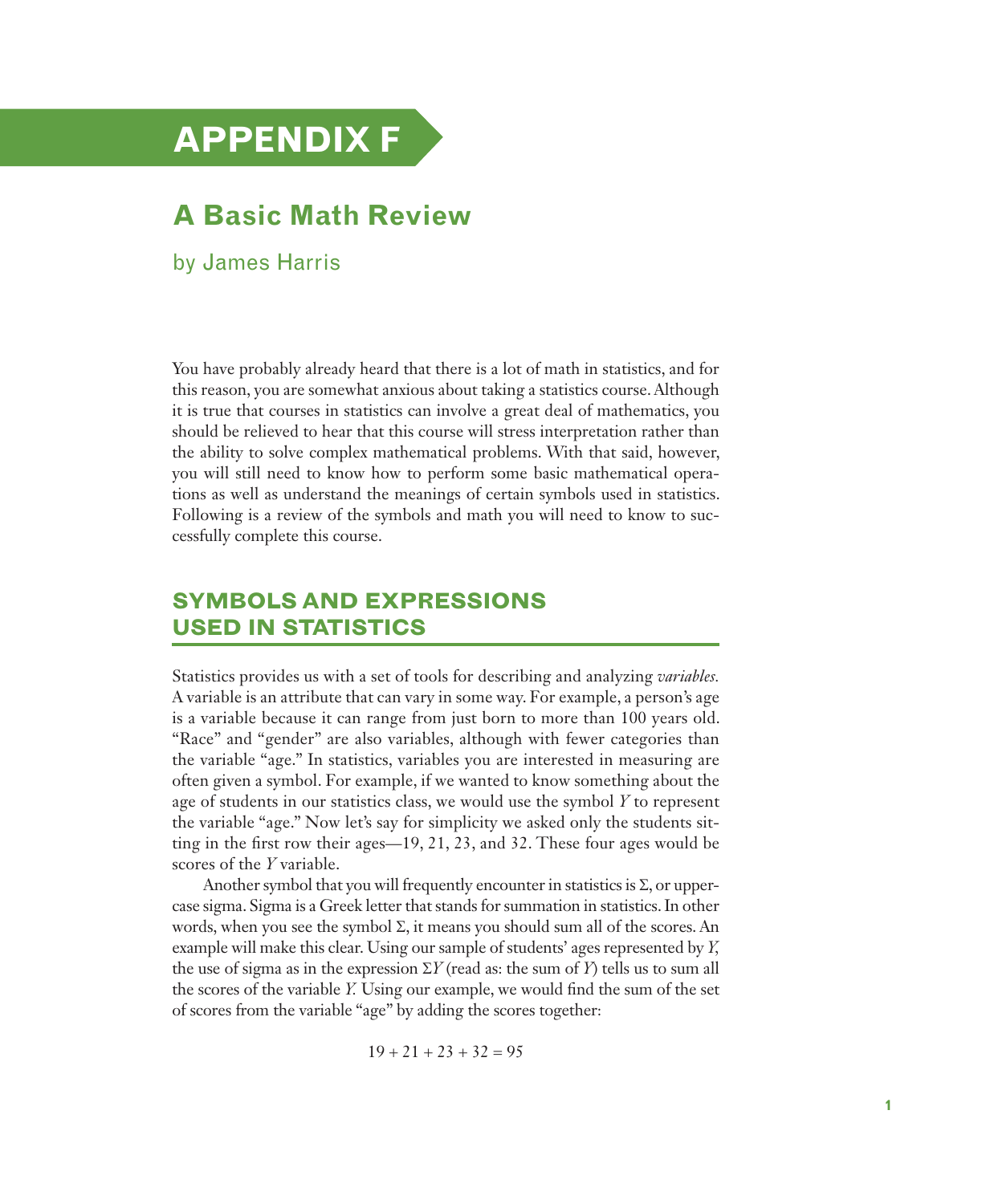# APPENDIX F

## A Basic Math Review

by James Harris

You have probably already heard that there is a lot of math in statistics, and for this reason, you are somewhat anxious about taking a statistics course. Although it is true that courses in statistics can involve a great deal of mathematics, you should be relieved to hear that this course will stress interpretation rather than the ability to solve complex mathematical problems. With that said, however, you will still need to know how to perform some basic mathematical operations as well as understand the meanings of certain symbols used in statistics. Following is a review of the symbols and math you will need to know to successfully complete this course.

### SYMBOLS AND EXPRESSIONS USED IN STATISTICS

Statistics provides us with a set of tools for describing and analyzing *variables.* A variable is an attribute that can vary in some way. For example, a person's age is a variable because it can range from just born to more than 100 years old. "Race" and "gender" are also variables, although with fewer categories than the variable "age." In statistics, variables you are interested in measuring are often given a symbol. For example, if we wanted to know something about the age of students in our statistics class, we would use the symbol $Y$ to represent the variable "age." Now let's say for simplicity we asked only the students sitting in the first row their ages—19, 21, 23, and 32. These four ages would be scores of the $Y$ variable.

Another symbol that you will frequently encounter in statistics is $\Sigma$, or uppercase sigma. Sigma is a Greek letter that stands for summation in statistics. In other words, when you see the symbol $\Sigma$, it means you should sum all of the scores. An example will make this clear. Using our sample of students' ages represented by $Y$, the use of sigma as in the expression $\Sigma Y$ (read as: the sum of $Y$) tells us to sum all the scores of the variable $Y$. Using our example, we would find the sum of the set of scores from the variable "age" by adding the scores together:

$$19 + 21 + 23 + 32 = 95$$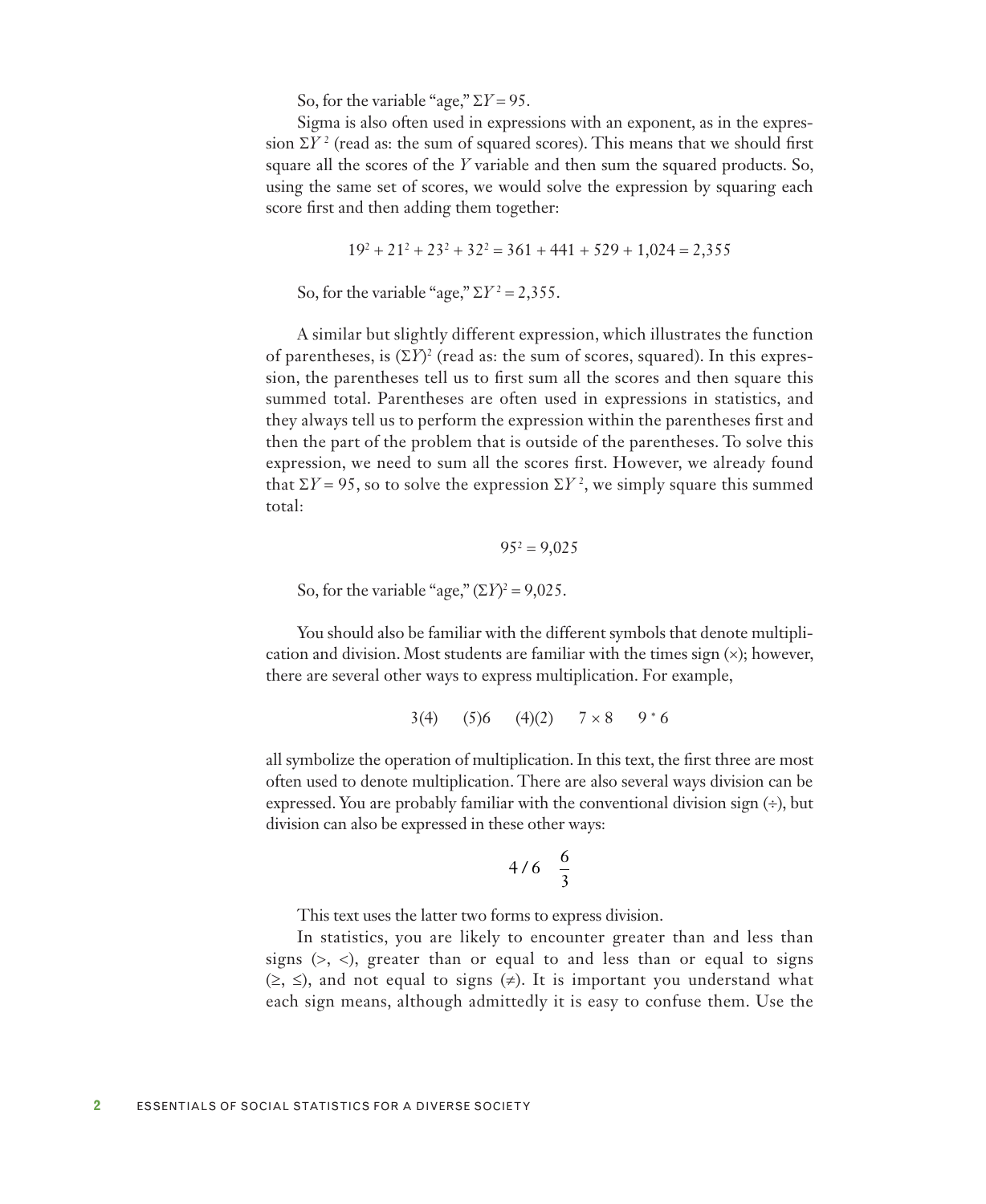So, for the variable "age," $\Sigma Y = 95$.

Sigma is also often used in expressions with an exponent, as in the expression $\Sigma Y^2$ (read as: the sum of squared scores). This means that we should first square all the scores of the $Y$ variable and then sum the squared products. So, using the same set of scores, we would solve the expression by squaring each score first and then adding them together:

$$19^2 + 21^2 + 23^2 + 32^2 = 361 + 441 + 529 + 1{,}024 = 2{,}355$$

So, for the variable "age," $\Sigma Y^2 = 2{,}355$.

A similar but slightly different expression, which illustrates the function of parentheses, is $(\Sigma Y)^2$ (read as: the sum of scores, squared). In this expression, the parentheses tell us to first sum all the scores and then square this summed total. Parentheses are often used in expressions in statistics, and they always tell us to perform the expression within the parentheses first and then the part of the problem that is outside of the parentheses. To solve this expression, we need to sum all the scores first. However, we already found that $\Sigma Y = 95$, so to solve the expression $\Sigma Y^2$, we simply square this summed total:

$$95^2 = 9{,}025$$

So, for the variable "age," $(\Sigma Y)^2 = 9{,}025$.

You should also be familiar with the different symbols that denote multiplication and division. Most students are familiar with the times sign (×); however, there are several other ways to express multiplication. For example,

$$3(4) \quad (5)6 \quad (4)(2) \quad 7 \times 8 \quad 9 * 6$$

all symbolize the operation of multiplication. In this text, the first three are most often used to denote multiplication. There are also several ways division can be expressed. You are probably familiar with the conventional division sign (÷), but division can also be expressed in these other ways:

$$4/6 \quad \frac{6}{3}$$

This text uses the latter two forms to express division.

In statistics, you are likely to encounter greater than and less than signs (>, <), greater than or equal to and less than or equal to signs (≥, ≤), and not equal to signs (≠). It is important you understand what each sign means, although admittedly it is easy to confuse them. Use the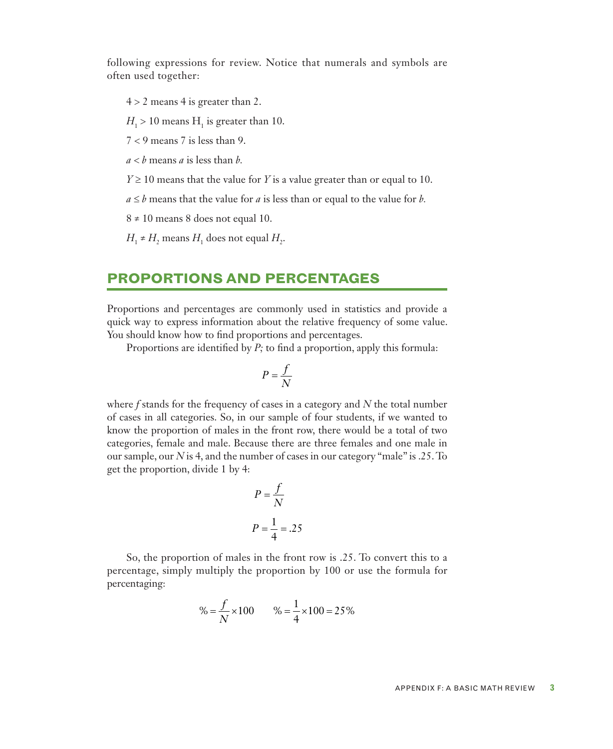following expressions for review. Notice that numerals and symbols are often used together:

$4 > 2$ means 4 is greater than 2.

$H_1 > 10$ means $H_1$ is greater than 10.

$7 < 9$ means 7 is less than 9.

$a < b$ means $a$ is less than $b$.

$Y \geq 10$ means that the value for $Y$ is a value greater than or equal to 10.

$a \leq b$ means that the value for $a$ is less than or equal to the value for $b$.

$8 \neq 10$ means 8 does not equal 10.

$H_1 \neq H_2$ means $H_1$ does not equal $H_2$.

## PROPORTIONS AND PERCENTAGES

Proportions and percentages are commonly used in statistics and provide a quick way to express information about the relative frequency of some value. You should know how to find proportions and percentages.

Proportions are identified by $P$; to find a proportion, apply this formula:

$$P = \frac{f}{N}$$

where $f$ stands for the frequency of cases in a category and $N$ the total number of cases in all categories. So, in our sample of four students, if we wanted to know the proportion of males in the front row, there would be a total of two categories, female and male. Because there are three females and one male in our sample, our $N$ is 4, and the number of cases in our category "male" is .25. To get the proportion, divide 1 by 4:

$$P = \frac{f}{N}$$

$$P = \frac{1}{4} = .25$$

So, the proportion of males in the front row is .25. To convert this to a percentage, simply multiply the proportion by 100 or use the formula for percentaging:

$$\% = \frac{f}{N} \times 100 \qquad \% = \frac{1}{4} \times 100 = 25\%$$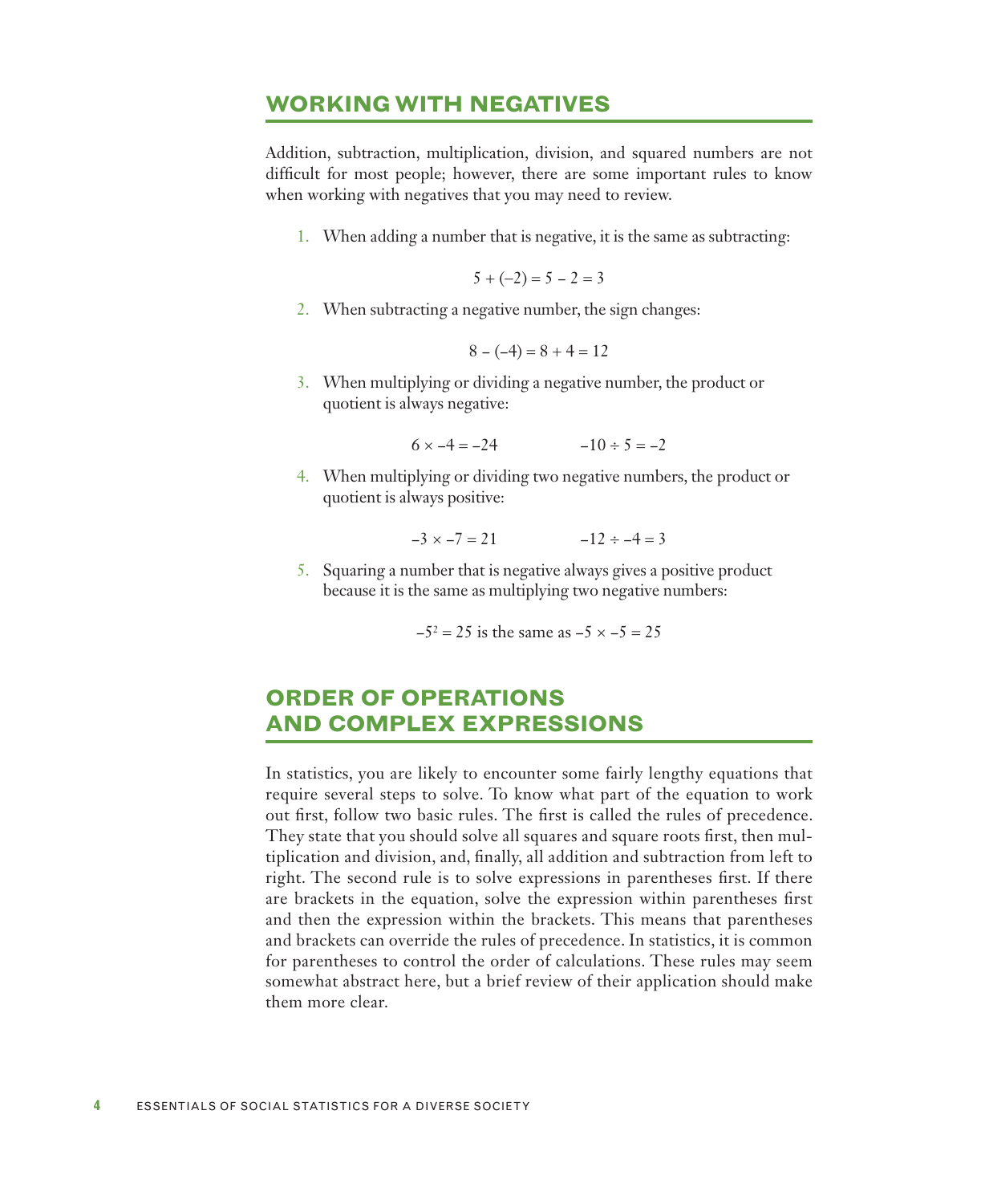## WORKING WITH NEGATIVES

Addition, subtraction, multiplication, division, and squared numbers are not difficult for most people; however, there are some important rules to know when working with negatives that you may need to review.

1. When adding a number that is negative, it is the same as subtracting:

$$5 + (-2) = 5 - 2 = 3$$

2. When subtracting a negative number, the sign changes:

$$8 - (-4) = 8 + 4 = 12$$

3. When multiplying or dividing a negative number, the product or quotient is always negative:

$$6 \times -4 = -24 \qquad -10 \div 5 = -2$$

4. When multiplying or dividing two negative numbers, the product or quotient is always positive:

$$-3 \times -7 = 21 \qquad -12 \div -4 = 3$$

5. Squaring a number that is negative always gives a positive product because it is the same as multiplying two negative numbers:

$$-5^2 = 25 \text{ is the same as } -5 \times -5 = 25$$

## ORDER OF OPERATIONS AND COMPLEX EXPRESSIONS

In statistics, you are likely to encounter some fairly lengthy equations that require several steps to solve. To know what part of the equation to work out first, follow two basic rules. The first is called the rules of precedence. They state that you should solve all squares and square roots first, then multiplication and division, and, finally, all addition and subtraction from left to right. The second rule is to solve expressions in parentheses first. If there are brackets in the equation, solve the expression within parentheses first and then the expression within the brackets. This means that parentheses and brackets can override the rules of precedence. In statistics, it is common for parentheses to control the order of calculations. These rules may seem somewhat abstract here, but a brief review of their application should make them more clear.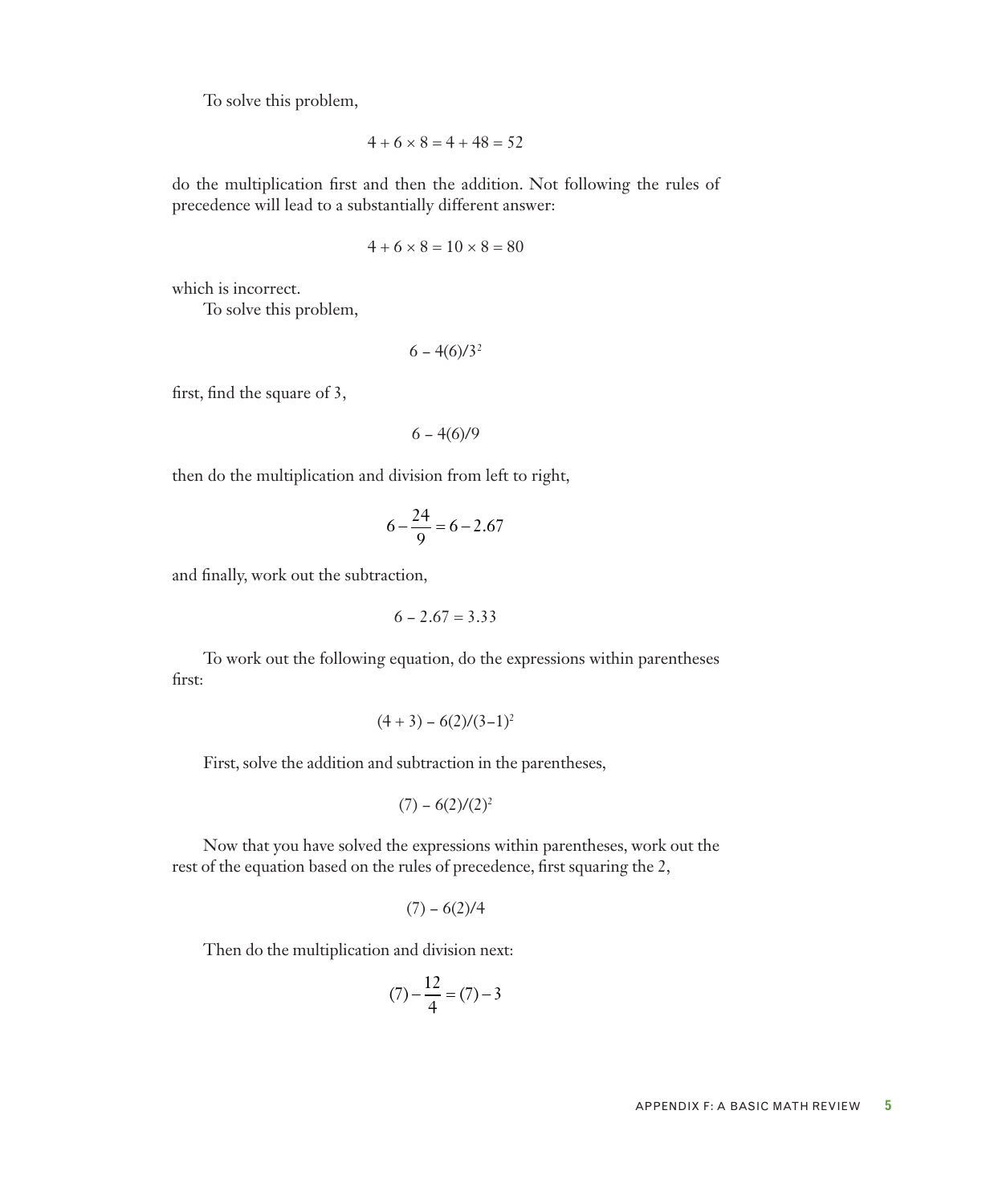To solve this problem,

$$4 + 6 \times 8 = 4 + 48 = 52$$

do the multiplication first and then the addition. Not following the rules of precedence will lead to a substantially different answer:

$$4 + 6 \times 8 = 10 \times 8 = 80$$

which is incorrect.

To solve this problem,

$$6 - 4(6)/3^2$$

first, find the square of 3,

$$6 - 4(6)/9$$

then do the multiplication and division from left to right,

$$6 - \frac{24}{9} = 6 - 2.67$$

and finally, work out the subtraction,

$$6 - 2.67 = 3.33$$

To work out the following equation, do the expressions within parentheses first:

$$(4 + 3) - 6(2)/(3-1)^2$$

First, solve the addition and subtraction in the parentheses,

$$(7) - 6(2)/(2)^2$$

Now that you have solved the expressions within parentheses, work out the rest of the equation based on the rules of precedence, first squaring the 2,

$$(7) - 6(2)/4$$

Then do the multiplication and division next:

$$(7) - \frac{12}{4} = (7) - 3$$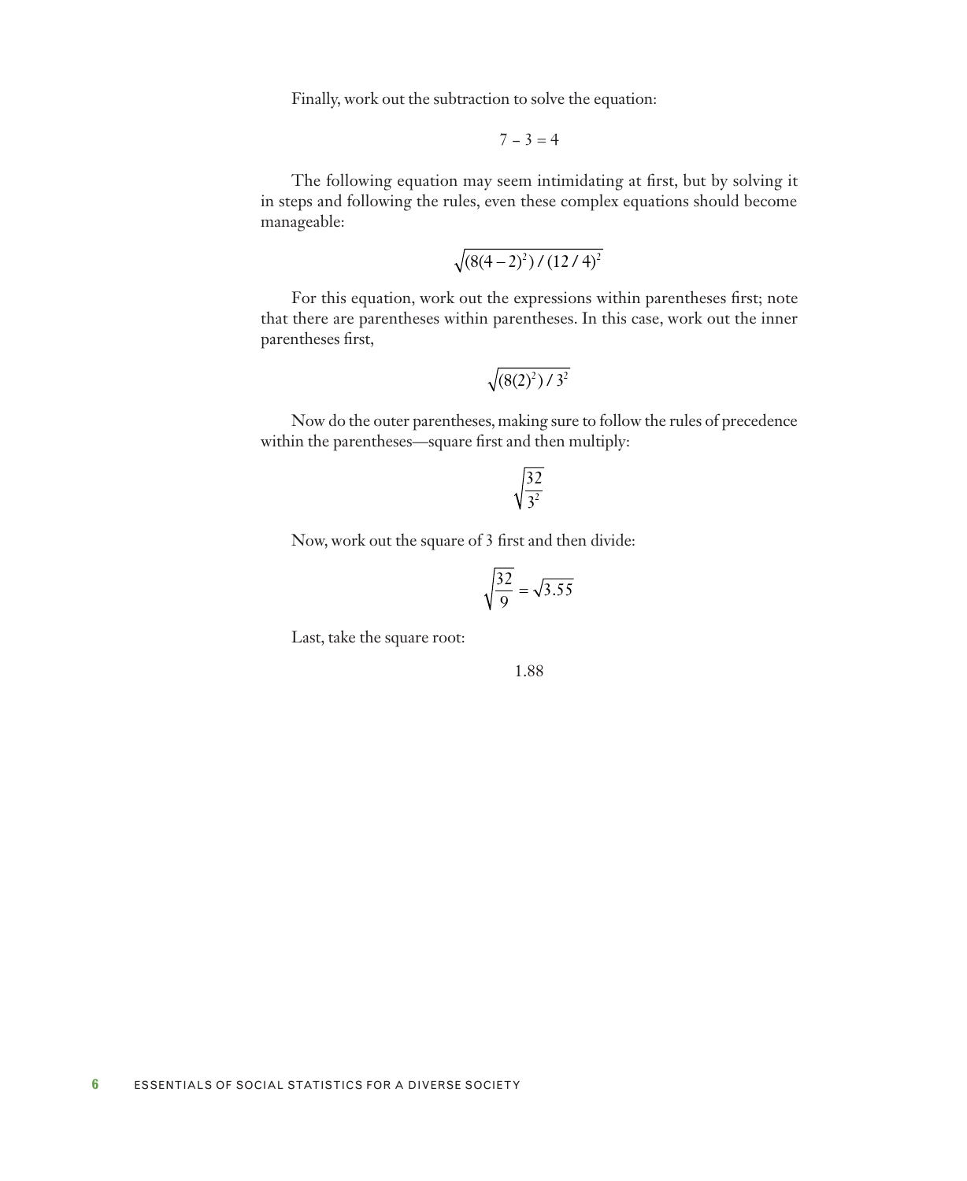Finally, work out the subtraction to solve the equation:

$$7 - 3 = 4$$

The following equation may seem intimidating at first, but by solving it in steps and following the rules, even these complex equations should become manageable:

$$\sqrt{(8(4-2)^2)/(12/4)^2}$$

For this equation, work out the expressions within parentheses first; note that there are parentheses within parentheses. In this case, work out the inner parentheses first,

$$\sqrt{(8(2)^2)/3^2}$$

Now do the outer parentheses, making sure to follow the rules of precedence within the parentheses—square first and then multiply:

$$\sqrt{\frac{32}{3^2}}$$

Now, work out the square of 3 first and then divide:

$$\sqrt{\frac{32}{9}} = \sqrt{3.55}$$

Last, take the square root:

$$1.88$$